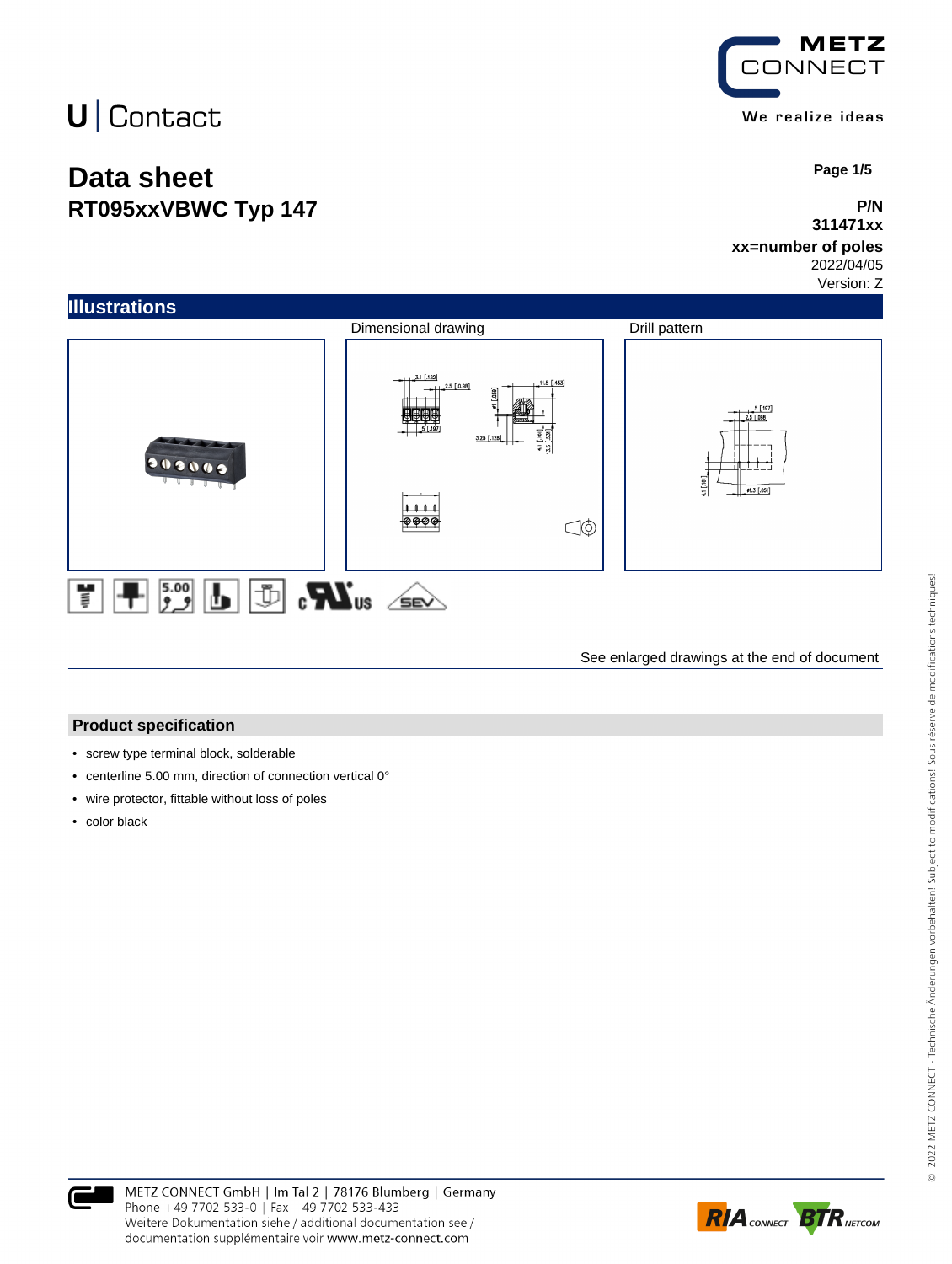U | Contact

METZ CONNECT

We realize ideas

# Data sheet
## RT095xxVBWC Typ 147

**P/N**
**311471xx**
**xx=number of poles**
2022/04/05
Version: Z

## Illustrations

Dimensional drawing

Drill pattern

See enlarged drawings at the end of document

## Product specification

- screw type terminal block, solderable
- centerline 5.00 mm, direction of connection vertical 0°
- wire protector, fittable without loss of poles
- color black

METZ CONNECT GmbH | Im Tal 2 | 78176 Blumberg | Germany
Phone +49 7702 533-0 | Fax +49 7702 533-433
Weitere Dokumentation siehe / additional documentation see /
documentation supplémentaire voir www.metz-connect.com

© 2022 METZ CONNECT - Technische Änderungen vorbehalten! Subject to modifications! Sous réserve de modifications techniques!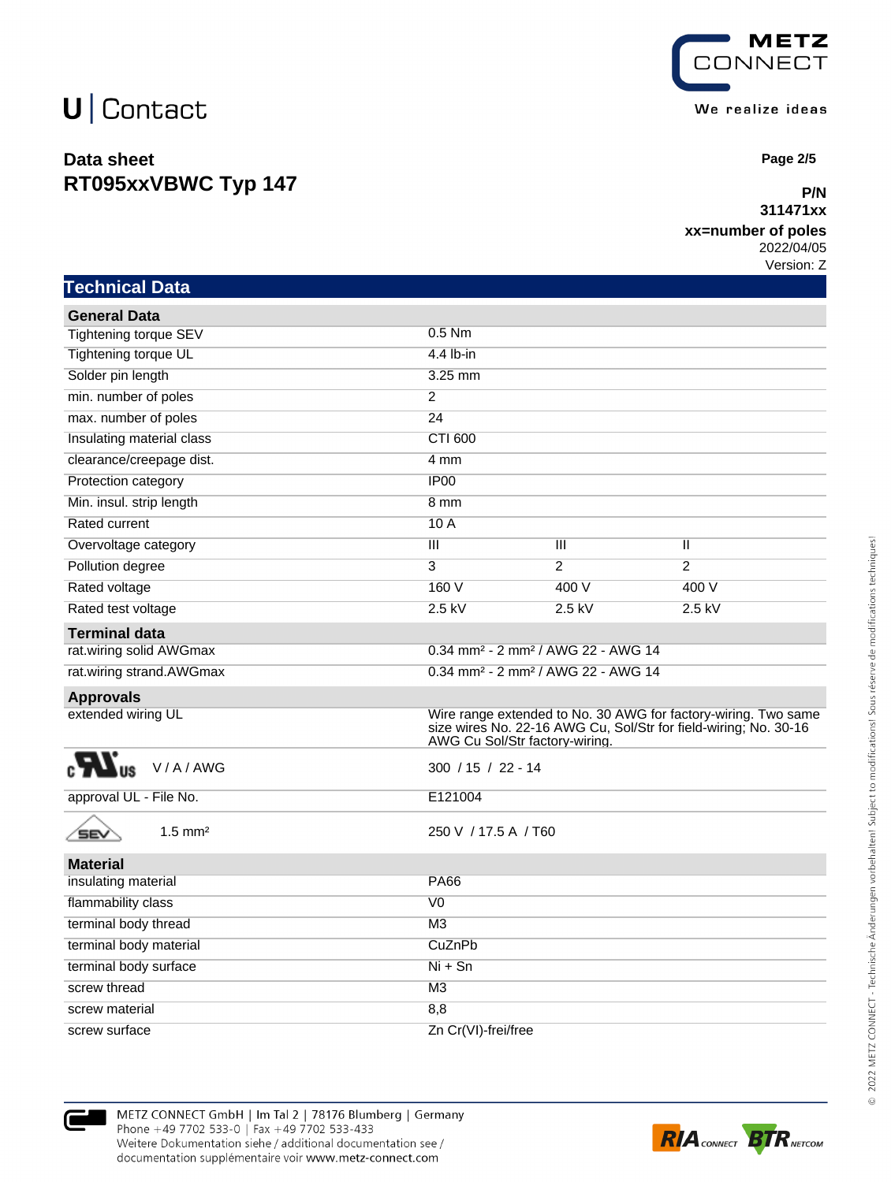U | Contact

METZ CONNECT
We realize ideas

**Data sheet**
**RT095xxVBWC Typ 147**

**P/N**
**311471xx**
**xx=number of poles**
2022/04/05
Version: Z

## Technical Data

| General Data | | | |
|---|---|---|---|
| Tightening torque SEV | 0.5 Nm | | |
| Tightening torque UL | 4.4 lb-in | | |
| Solder pin length | 3.25 mm | | |
| min. number of poles | 2 | | |
| max. number of poles | 24 | | |
| Insulating material class | CTI 600 | | |
| clearance/creepage dist. | 4 mm | | |
| Protection category | IP00 | | |
| Min. insul. strip length | 8 mm | | |
| Rated current | 10 A | | |
| Overvoltage category | III | III | II |
| Pollution degree | 3 | 2 | 2 |
| Rated voltage | 160 V | 400 V | 400 V |
| Rated test voltage | 2.5 kV | 2.5 kV | 2.5 kV |

| Terminal data | |
|---|---|
| rat.wiring solid AWGmax | 0.34 mm² - 2 mm² / AWG 22 - AWG 14 |
| rat.wiring strand.AWGmax | 0.34 mm² - 2 mm² / AWG 22 - AWG 14 |

| Approvals | |
|---|---|
| extended wiring UL | Wire range extended to No. 30 AWG for factory-wiring. Two same size wires No. 22-16 AWG Cu, Sol/Str for field-wiring; No. 30-16 AWG Cu Sol/Str factory-wiring. |
| cULus V / A / AWG | 300 / 15 / 22 - 14 |
| approval UL - File No. | E121004 |
| SEV 1.5 mm² | 250 V / 17.5 A / T60 |

| Material | |
|---|---|
| insulating material | PA66 |
| flammability class | V0 |
| terminal body thread | M3 |
| terminal body material | CuZnPb |
| terminal body surface | Ni + Sn |
| screw thread | M3 |
| screw material | 8,8 |
| screw surface | Zn Cr(VI)-frei/free |

METZ CONNECT GmbH | Im Tal 2 | 78176 Blumberg | Germany
Phone +49 7702 533-0 | Fax +49 7702 533-433
Weitere Dokumentation siehe / additional documentation see / documentation supplémentaire voir www.metz-connect.com

© 2022 METZ CONNECT - Technische Änderungen vorbehalten! Subject to modifications! Sous réserve de modifications techniques!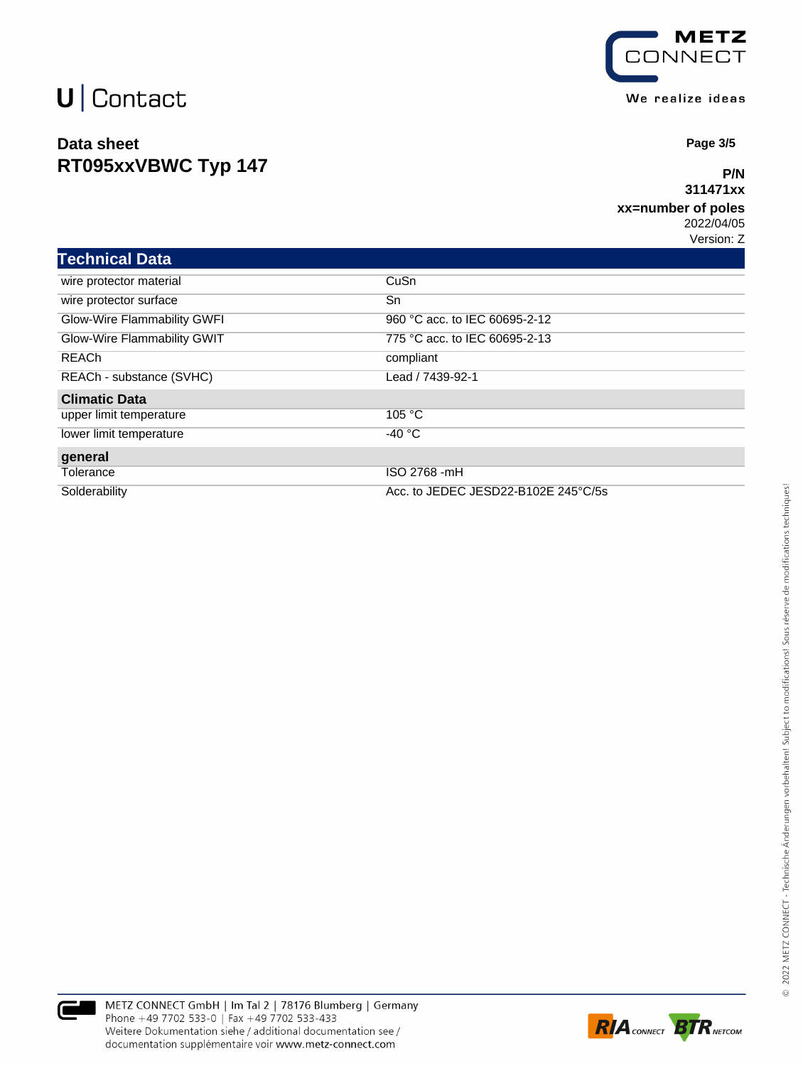U | Contact

**Data sheet**
**RT095xxVBWC Typ 147**

**P/N**
**311471xx**
**xx=number of poles**
2022/04/05
Version: Z

## Technical Data

| | |
|---|---|
| wire protector material | CuSn |
| wire protector surface | Sn |
| Glow-Wire Flammability GWFI | 960 °C acc. to IEC 60695-2-12 |
| Glow-Wire Flammability GWIT | 775 °C acc. to IEC 60695-2-13 |
| REACh | compliant |
| REACh - substance (SVHC) | Lead / 7439-92-1 |
| **Climatic Data** | |
| upper limit temperature | 105 °C |
| lower limit temperature | -40 °C |
| **general** | |
| Tolerance | ISO 2768 -mH |
| Solderability | Acc. to JEDEC JESD22-B102E 245°C/5s |

© 2022 METZ CONNECT - Technische Änderungen vorbehalten! Subject to modifications! Sous réserve de modifications techniques!

METZ CONNECT GmbH | Im Tal 2 | 78176 Blumberg | Germany
Phone +49 7702 533-0 | Fax +49 7702 533-433
Weitere Dokumentation siehe / additional documentation see /
documentation supplémentaire voir www.metz-connect.com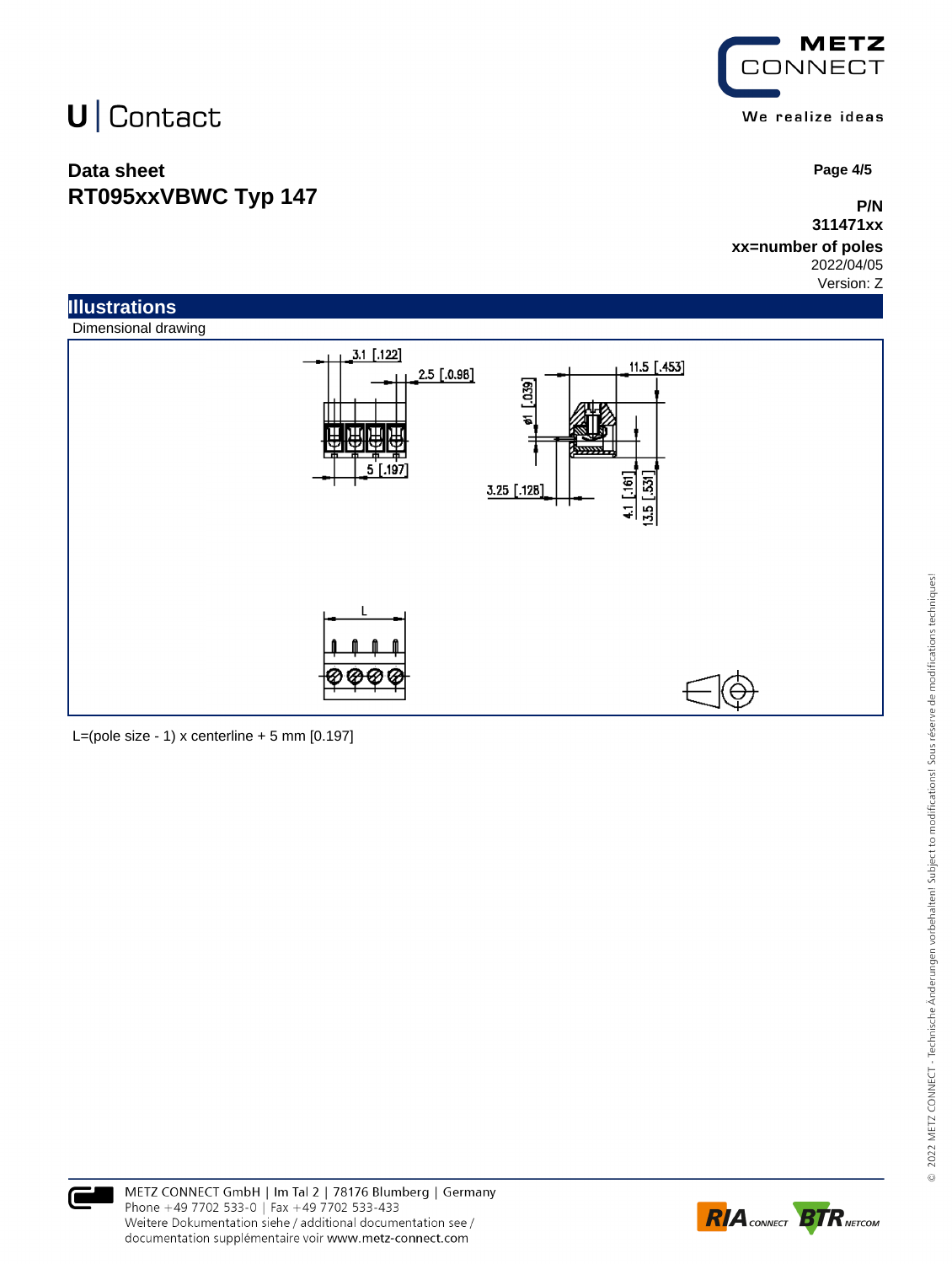# Data sheet
## RT095xxVBWC Typ 147

**P/N**
**311471xx**
**xx=number of poles**
2022/04/05
Version: Z

## Illustrations

Dimensional drawing

L=(pole size - 1) x centerline + 5 mm [0.197]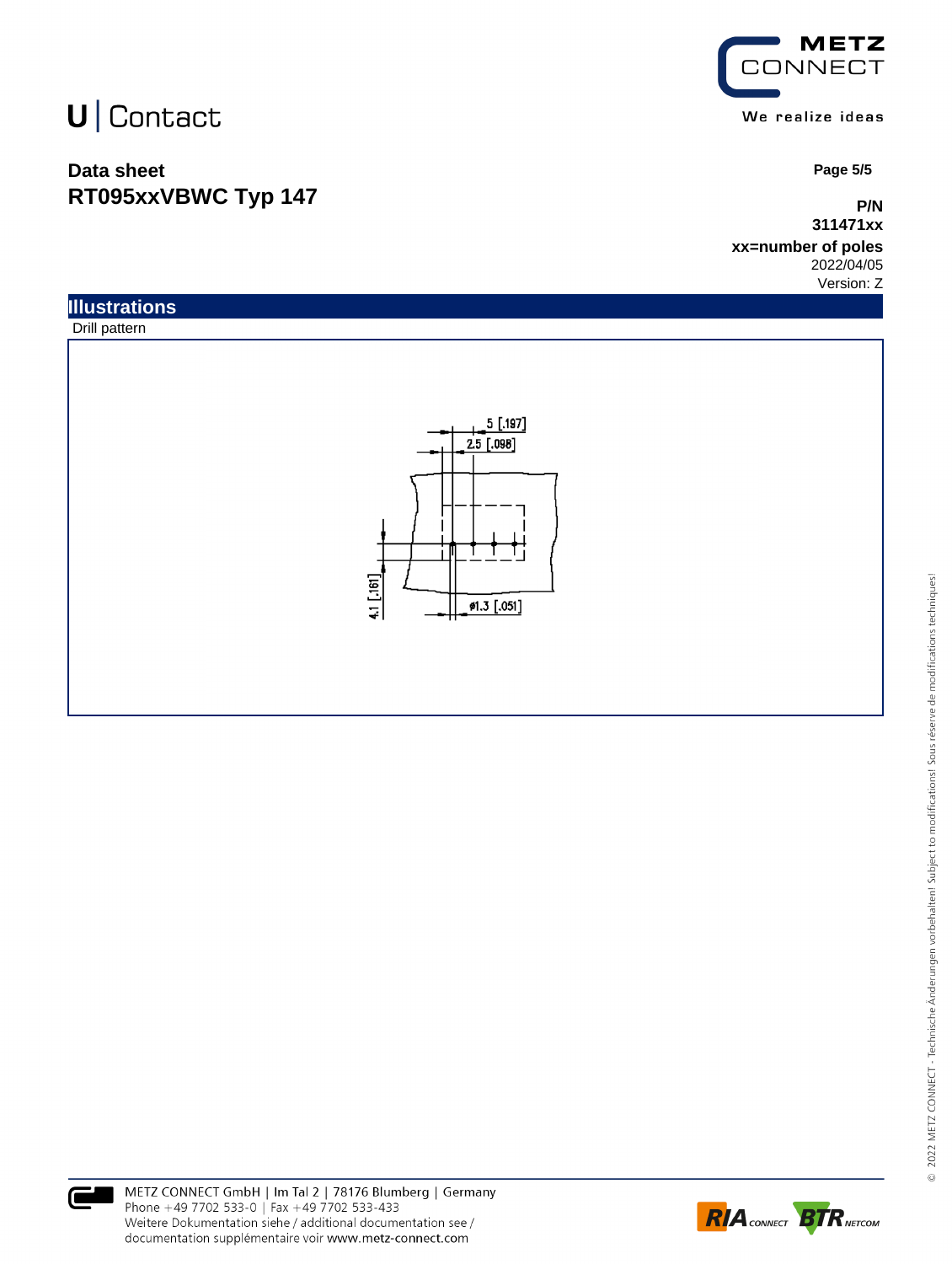# U | Contact

## Data sheet
## RT095xxVBWC Typ 147

**P/N**
**311471xx**
**xx=number of poles**
2022/04/05
Version: Z

## Illustrations

Drill pattern

5 [.197]
2.5 [.098]
4.1 [.161]
ø1.3 [.051]

METZ CONNECT GmbH | Im Tal 2 | 78176 Blumberg | Germany
Phone +49 7702 533-0 | Fax +49 7702 533-433
Weitere Dokumentation siehe / additional documentation see /
documentation supplémentaire voir www.metz-connect.com

© 2022 METZ CONNECT - Technische Änderungen vorbehalten! Subject to modifications! Sous réserve de modifications techniques!